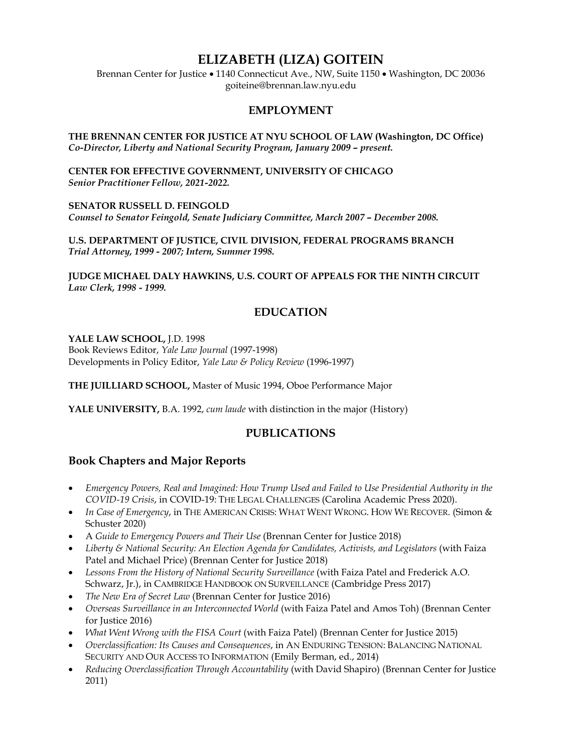# ELIZABETH (LIZA) GOITEIN

Brennan Center for Justice • 1140 Connecticut Ave., NW, Suite 1150 • Washington, DC 20036
goiteine@brennan.law.nyu.edu

## EMPLOYMENT

**THE BRENNAN CENTER FOR JUSTICE AT NYU SCHOOL OF LAW (Washington, DC Office)**
***Co-Director, Liberty and National Security Program, January 2009 – present.***

**CENTER FOR EFFECTIVE GOVERNMENT, UNIVERSITY OF CHICAGO**
***Senior Practitioner Fellow, 2021-2022.***

**SENATOR RUSSELL D. FEINGOLD**
***Counsel to Senator Feingold, Senate Judiciary Committee, March 2007 – December 2008.***

**U.S. DEPARTMENT OF JUSTICE, CIVIL DIVISION, FEDERAL PROGRAMS BRANCH**
***Trial Attorney, 1999 - 2007; Intern, Summer 1998.***

**JUDGE MICHAEL DALY HAWKINS, U.S. COURT OF APPEALS FOR THE NINTH CIRCUIT**
***Law Clerk, 1998 - 1999.***

## EDUCATION

**YALE LAW SCHOOL,** J.D. 1998
Book Reviews Editor, *Yale Law Journal* (1997-1998)
Developments in Policy Editor, *Yale Law & Policy Review* (1996-1997)

**THE JUILLIARD SCHOOL,** Master of Music 1994, Oboe Performance Major

**YALE UNIVERSITY,** B.A. 1992, *cum laude* with distinction in the major (History)

## PUBLICATIONS

### Book Chapters and Major Reports

- *Emergency Powers, Real and Imagined: How Trump Used and Failed to Use Presidential Authority in the COVID-19 Crisis*, in COVID-19: THE LEGAL CHALLENGES (Carolina Academic Press 2020).
- *In Case of Emergency*, in THE AMERICAN CRISIS: WHAT WENT WRONG. HOW WE RECOVER. (Simon & Schuster 2020)
- A *Guide to Emergency Powers and Their Use* (Brennan Center for Justice 2018)
- *Liberty & National Security: An Election Agenda for Candidates, Activists, and Legislators* (with Faiza Patel and Michael Price) (Brennan Center for Justice 2018)
- *Lessons From the History of National Security Surveillance* (with Faiza Patel and Frederick A.O. Schwarz, Jr.), in CAMBRIDGE HANDBOOK ON SURVEILLANCE (Cambridge Press 2017)
- *The New Era of Secret Law* (Brennan Center for Justice 2016)
- *Overseas Surveillance in an Interconnected World* (with Faiza Patel and Amos Toh) (Brennan Center for Justice 2016)
- *What Went Wrong with the FISA Court* (with Faiza Patel) (Brennan Center for Justice 2015)
- *Overclassification: Its Causes and Consequences*, in AN ENDURING TENSION: BALANCING NATIONAL SECURITY AND OUR ACCESS TO INFORMATION (Emily Berman, ed., 2014)
- *Reducing Overclassification Through Accountability* (with David Shapiro) (Brennan Center for Justice 2011)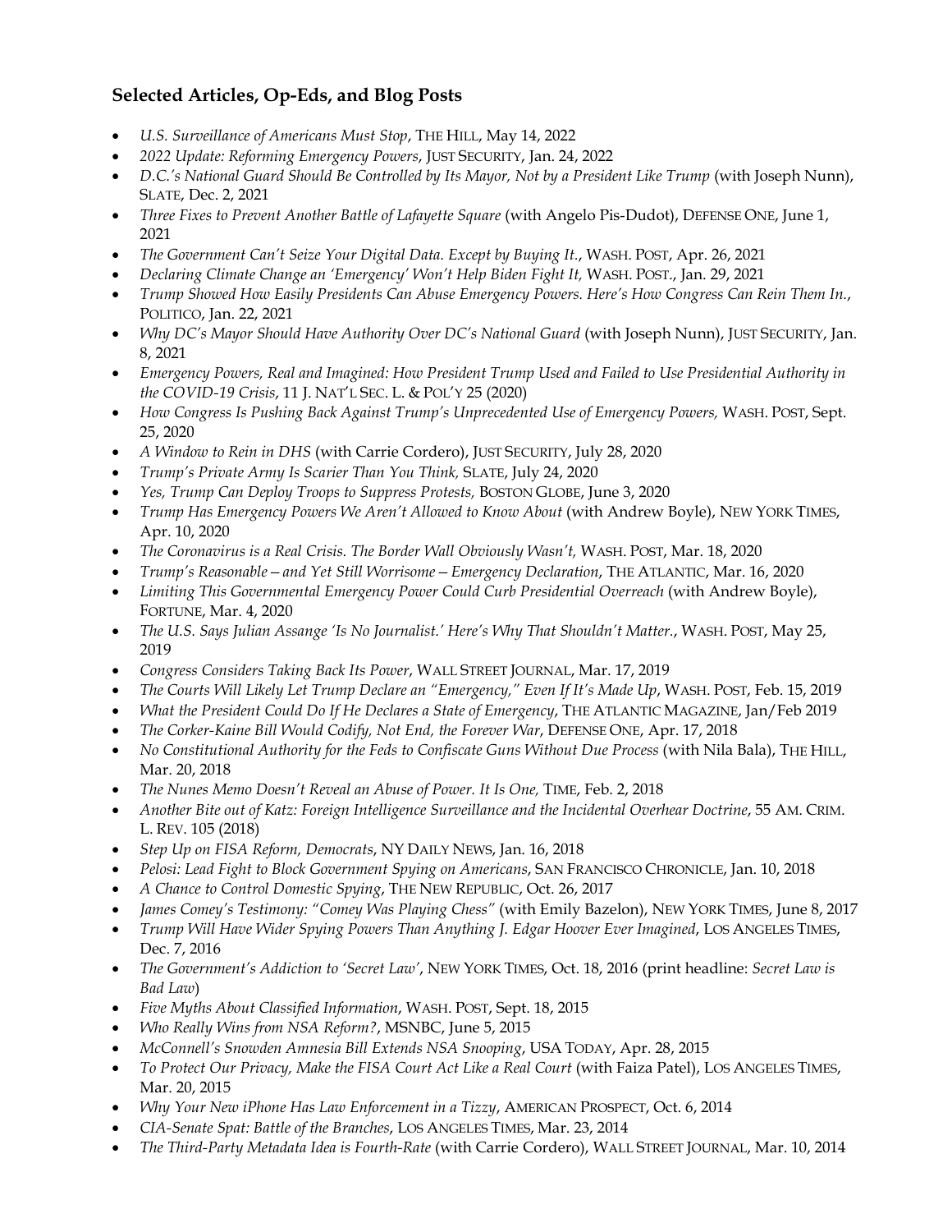## Selected Articles, Op-Eds, and Blog Posts

- *U.S. Surveillance of Americans Must Stop*, THE HILL, May 14, 2022
- *2022 Update: Reforming Emergency Powers*, JUST SECURITY, Jan. 24, 2022
- *D.C.'s National Guard Should Be Controlled by Its Mayor, Not by a President Like Trump* (with Joseph Nunn), SLATE, Dec. 2, 2021
- *Three Fixes to Prevent Another Battle of Lafayette Square* (with Angelo Pis-Dudot), DEFENSE ONE, June 1, 2021
- *The Government Can't Seize Your Digital Data. Except by Buying It.*, WASH. POST, Apr. 26, 2021
- *Declaring Climate Change an 'Emergency' Won't Help Biden Fight It,* WASH. POST., Jan. 29, 2021
- *Trump Showed How Easily Presidents Can Abuse Emergency Powers. Here's How Congress Can Rein Them In.*, POLITICO, Jan. 22, 2021
- *Why DC's Mayor Should Have Authority Over DC's National Guard* (with Joseph Nunn), JUST SECURITY, Jan. 8, 2021
- *Emergency Powers, Real and Imagined: How President Trump Used and Failed to Use Presidential Authority in the COVID-19 Crisis*, 11 J. NAT'L SEC. L. & POL'Y 25 (2020)
- *How Congress Is Pushing Back Against Trump's Unprecedented Use of Emergency Powers,* WASH. POST, Sept. 25, 2020
- *A Window to Rein in DHS* (with Carrie Cordero), JUST SECURITY, July 28, 2020
- *Trump's Private Army Is Scarier Than You Think,* SLATE, July 24, 2020
- *Yes, Trump Can Deploy Troops to Suppress Protests,* BOSTON GLOBE, June 3, 2020
- *Trump Has Emergency Powers We Aren't Allowed to Know About* (with Andrew Boyle), NEW YORK TIMES, Apr. 10, 2020
- *The Coronavirus is a Real Crisis. The Border Wall Obviously Wasn't,* WASH. POST, Mar. 18, 2020
- *Trump's Reasonable—and Yet Still Worrisome—Emergency Declaration*, THE ATLANTIC, Mar. 16, 2020
- *Limiting This Governmental Emergency Power Could Curb Presidential Overreach* (with Andrew Boyle), FORTUNE, Mar. 4, 2020
- *The U.S. Says Julian Assange 'Is No Journalist.' Here's Why That Shouldn't Matter.*, WASH. POST, May 25, 2019
- *Congress Considers Taking Back Its Power*, WALL STREET JOURNAL, Mar. 17, 2019
- *The Courts Will Likely Let Trump Declare an "Emergency," Even If It's Made Up*, WASH. POST, Feb. 15, 2019
- *What the President Could Do If He Declares a State of Emergency*, THE ATLANTIC MAGAZINE, Jan/Feb 2019
- *The Corker-Kaine Bill Would Codify, Not End, the Forever War*, DEFENSE ONE, Apr. 17, 2018
- *No Constitutional Authority for the Feds to Confiscate Guns Without Due Process* (with Nila Bala), THE HILL, Mar. 20, 2018
- *The Nunes Memo Doesn't Reveal an Abuse of Power. It Is One,* TIME, Feb. 2, 2018
- *Another Bite out of Katz: Foreign Intelligence Surveillance and the Incidental Overhear Doctrine*, 55 AM. CRIM. L. REV. 105 (2018)
- *Step Up on FISA Reform, Democrats*, NY DAILY NEWS, Jan. 16, 2018
- *Pelosi: Lead Fight to Block Government Spying on Americans*, SAN FRANCISCO CHRONICLE, Jan. 10, 2018
- *A Chance to Control Domestic Spying*, THE NEW REPUBLIC, Oct. 26, 2017
- *James Comey's Testimony: "Comey Was Playing Chess"* (with Emily Bazelon), NEW YORK TIMES, June 8, 2017
- *Trump Will Have Wider Spying Powers Than Anything J. Edgar Hoover Ever Imagined*, LOS ANGELES TIMES, Dec. 7, 2016
- *The Government's Addiction to 'Secret Law'*, NEW YORK TIMES, Oct. 18, 2016 (print headline: *Secret Law is Bad Law*)
- *Five Myths About Classified Information*, WASH. POST, Sept. 18, 2015
- *Who Really Wins from NSA Reform?*, MSNBC, June 5, 2015
- *McConnell's Snowden Amnesia Bill Extends NSA Snooping*, USA TODAY, Apr. 28, 2015
- *To Protect Our Privacy, Make the FISA Court Act Like a Real Court* (with Faiza Patel), LOS ANGELES TIMES, Mar. 20, 2015
- *Why Your New iPhone Has Law Enforcement in a Tizzy*, AMERICAN PROSPECT, Oct. 6, 2014
- *CIA-Senate Spat: Battle of the Branches*, LOS ANGELES TIMES, Mar. 23, 2014
- *The Third-Party Metadata Idea is Fourth-Rate* (with Carrie Cordero), WALL STREET JOURNAL, Mar. 10, 2014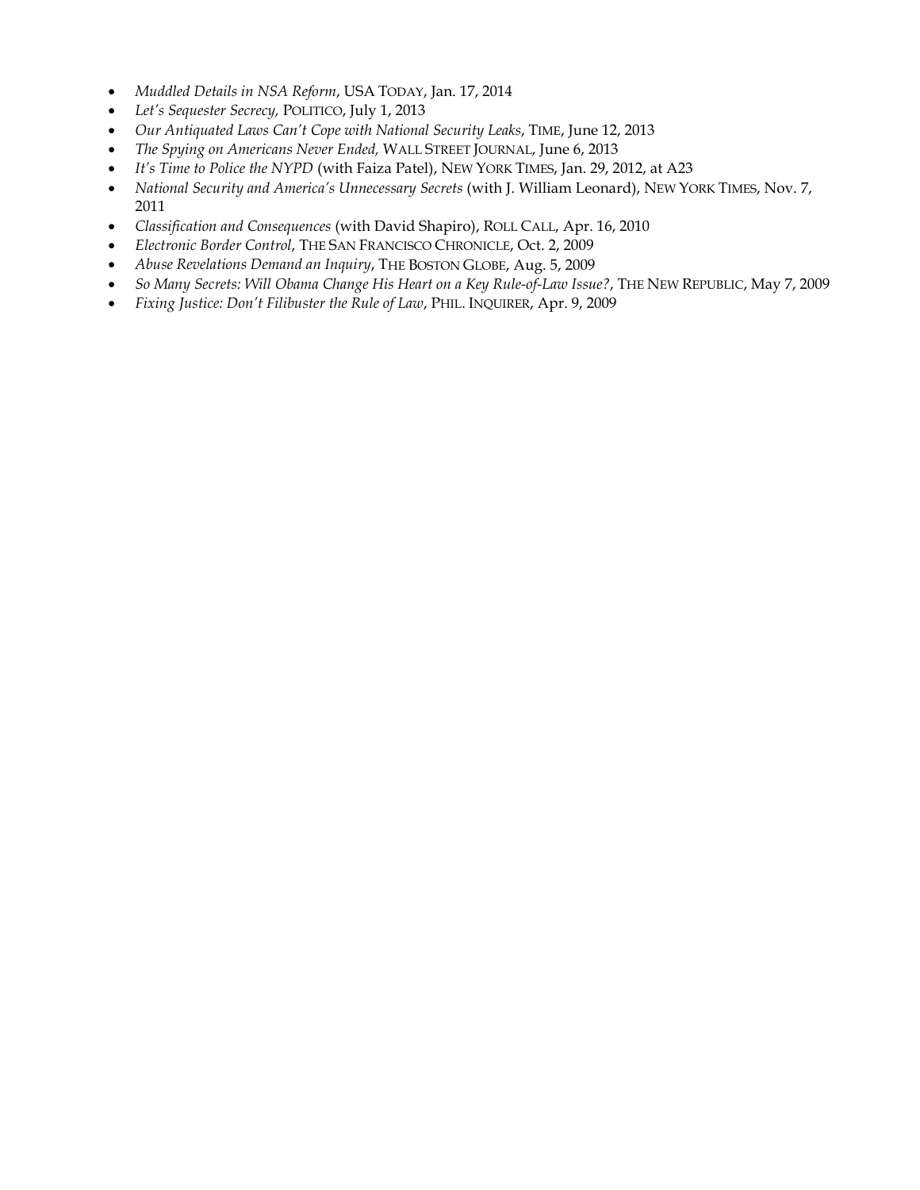- *Muddled Details in NSA Reform*, USA TODAY, Jan. 17, 2014
- *Let's Sequester Secrecy,* POLITICO, July 1, 2013
- *Our Antiquated Laws Can't Cope with National Security Leaks*, TIME, June 12, 2013
- *The Spying on Americans Never Ended,* WALL STREET JOURNAL, June 6, 2013
- *It's Time to Police the NYPD* (with Faiza Patel), NEW YORK TIMES, Jan. 29, 2012, at A23
- *National Security and America's Unnecessary Secrets* (with J. William Leonard), NEW YORK TIMES, Nov. 7, 2011
- *Classification and Consequences* (with David Shapiro), ROLL CALL, Apr. 16, 2010
- *Electronic Border Control*, THE SAN FRANCISCO CHRONICLE, Oct. 2, 2009
- *Abuse Revelations Demand an Inquiry*, THE BOSTON GLOBE, Aug. 5, 2009
- *So Many Secrets: Will Obama Change His Heart on a Key Rule-of-Law Issue?*, THE NEW REPUBLIC, May 7, 2009
- *Fixing Justice: Don't Filibuster the Rule of Law*, PHIL. INQUIRER, Apr. 9, 2009